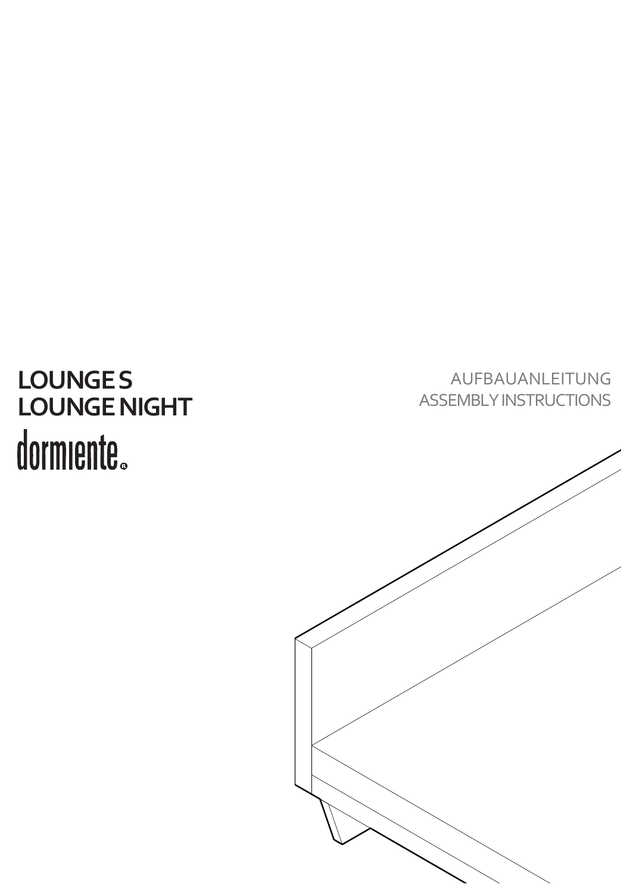# LOUNGE S
# LOUNGE NIGHT

dormiente®

AUFBAUANLEITUNG
ASSEMBLY INSTRUCTIONS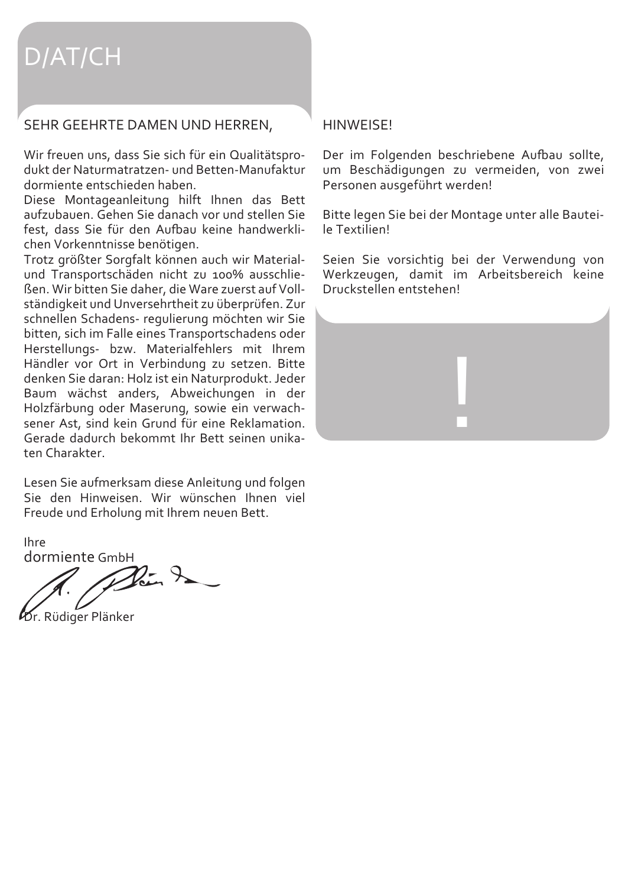# D/AT/CH

## SEHR GEEHRTE DAMEN UND HERREN,

Wir freuen uns, dass Sie sich für ein Qualitätsprodukt der Naturmatratzen- und Betten-Manufaktur dormiente entschieden haben.
Diese Montageanleitung hilft Ihnen das Bett aufzubauen. Gehen Sie danach vor und stellen Sie fest, dass Sie für den Aufbau keine handwerklichen Vorkenntnisse benötigen.
Trotz größter Sorgfalt können auch wir Material- und Transportschäden nicht zu 100% ausschließen. Wir bitten Sie daher, die Ware zuerst auf Vollständigkeit und Unversehrtheit zu überprüfen. Zur schnellen Schadens- regulierung möchten wir Sie bitten, sich im Falle eines Transportschadens oder Herstellungs- bzw. Materialfehlers mit Ihrem Händler vor Ort in Verbindung zu setzen. Bitte denken Sie daran: Holz ist ein Naturprodukt. Jeder Baum wächst anders, Abweichungen in der Holzfärbung oder Maserung, sowie ein verwachsener Ast, sind kein Grund für eine Reklamation. Gerade dadurch bekommt Ihr Bett seinen unikaten Charakter.

Lesen Sie aufmerksam diese Anleitung und folgen Sie den Hinweisen. Wir wünschen Ihnen viel Freude und Erholung mit Ihrem neuen Bett.

Ihre
dormiente GmbH

Dr. Rüdiger Plänker

## HINWEISE!

Der im Folgenden beschriebene Aufbau sollte, um Beschädigungen zu vermeiden, von zwei Personen ausgeführt werden!

Bitte legen Sie bei der Montage unter alle Bauteile Textilien!

Seien Sie vorsichtig bei der Verwendung von Werkzeugen, damit im Arbeitsbereich keine Druckstellen entstehen!

!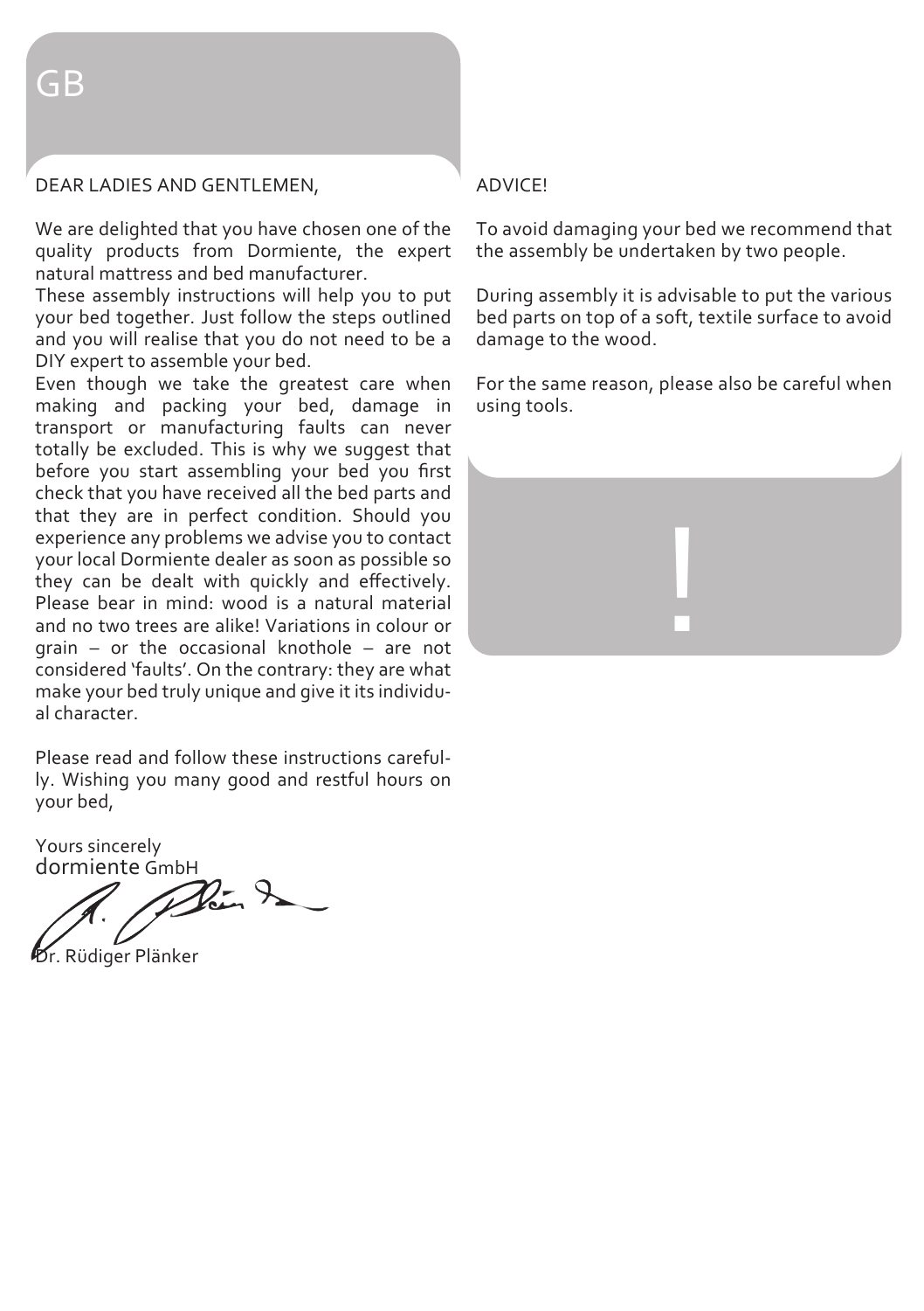# GB

DEAR LADIES AND GENTLEMEN,

We are delighted that you have chosen one of the quality products from Dormiente, the expert natural mattress and bed manufacturer.
These assembly instructions will help you to put your bed together. Just follow the steps outlined and you will realise that you do not need to be a DIY expert to assemble your bed.
Even though we take the greatest care when making and packing your bed, damage in transport or manufacturing faults can never totally be excluded. This is why we suggest that before you start assembling your bed you first check that you have received all the bed parts and that they are in perfect condition. Should you experience any problems we advise you to contact your local Dormiente dealer as soon as possible so they can be dealt with quickly and effectively. Please bear in mind: wood is a natural material and no two trees are alike! Variations in colour or grain – or the occasional knothole – are not considered 'faults'. On the contrary: they are what make your bed truly unique and give it its individual character.

Please read and follow these instructions carefully. Wishing you many good and restful hours on your bed,

Yours sincerely
dormiente GmbH

Dr. Rüdiger Plänker

ADVICE!

To avoid damaging your bed we recommend that the assembly be undertaken by two people.

During assembly it is advisable to put the various bed parts on top of a soft, textile surface to avoid damage to the wood.

For the same reason, please also be careful when using tools.

!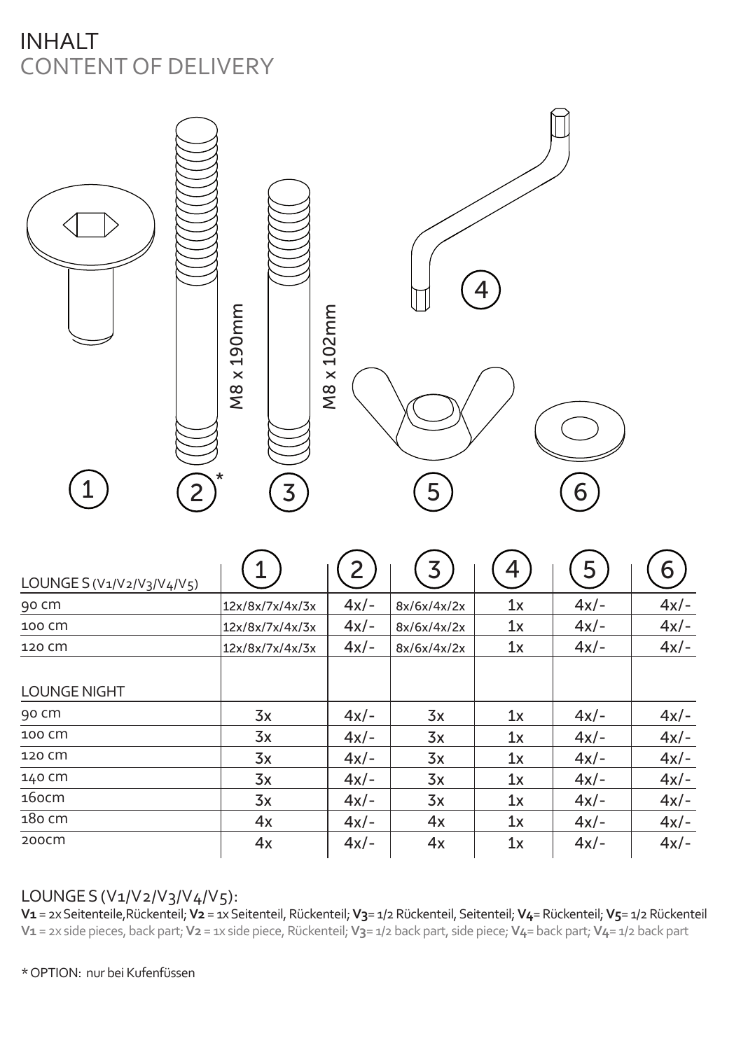# INHALT
## CONTENT OF DELIVERY

M8 x 190mm

M8 x 102mm

1 2* 3 4 5 6

| LOUNGE S (V1/V2/V3/V4/V5) | 1 | 2 | 3 | 4 | 5 | 6 |
|---|---|---|---|---|---|---|
| 90 cm | 12x/8x/7x/4x/3x | 4x/- | 8x/6x/4x/2x | 1x | 4x/- | 4x/- |
| 100 cm | 12x/8x/7x/4x/3x | 4x/- | 8x/6x/4x/2x | 1x | 4x/- | 4x/- |
| 120 cm | 12x/8x/7x/4x/3x | 4x/- | 8x/6x/4x/2x | 1x | 4x/- | 4x/- |
| | | | | | | |
| LOUNGE NIGHT | | | | | | |
| 90 cm | 3x | 4x/- | 3x | 1x | 4x/- | 4x/- |
| 100 cm | 3x | 4x/- | 3x | 1x | 4x/- | 4x/- |
| 120 cm | 3x | 4x/- | 3x | 1x | 4x/- | 4x/- |
| 140 cm | 3x | 4x/- | 3x | 1x | 4x/- | 4x/- |
| 160cm | 3x | 4x/- | 3x | 1x | 4x/- | 4x/- |
| 180 cm | 4x | 4x/- | 4x | 1x | 4x/- | 4x/- |
| 200cm | 4x | 4x/- | 4x | 1x | 4x/- | 4x/- |

LOUNGE S (V1/V2/V3/V4/V5):

**V1** = 2x Seitenteile,Rückenteil; **V2** = 1x Seitenteil, Rückenteil; **V3**= 1/2 Rückenteil, Seitenteil; **V4**= Rückenteil; **V5**= 1/2 Rückenteil

**V1** = 2x side pieces, back part; **V2** = 1x side piece, Rückenteil; **V3**= 1/2 back part, side piece; **V4**= back part; **V4**= 1/2 back part

* OPTION: nur bei Kufenfüssen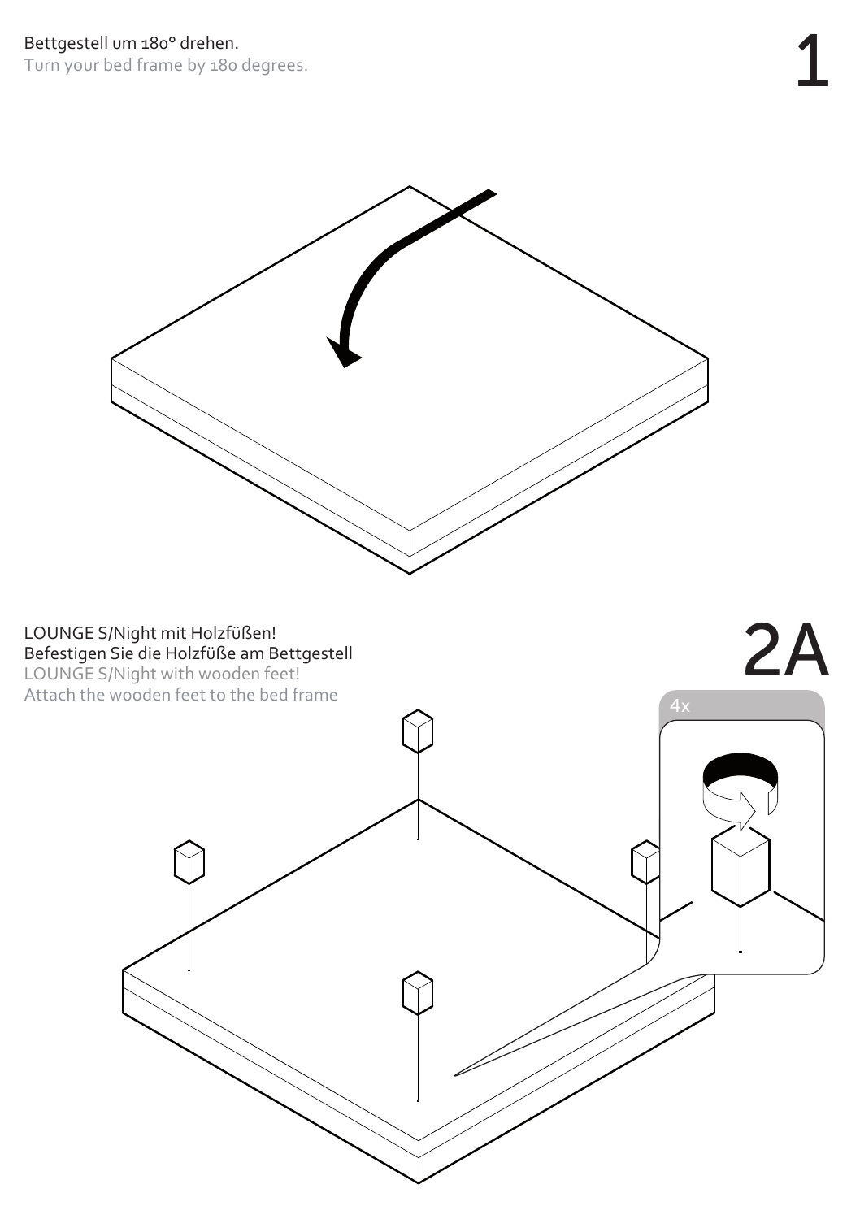## 1

Bettgestell um 180° drehen.
Turn your bed frame by 180 degrees.

## 2A

LOUNGE S/Night mit Holzfüßen!
Befestigen Sie die Holzfüße am Bettgestell
LOUNGE S/Night with wooden feet!
Attach the wooden feet to the bed frame

4x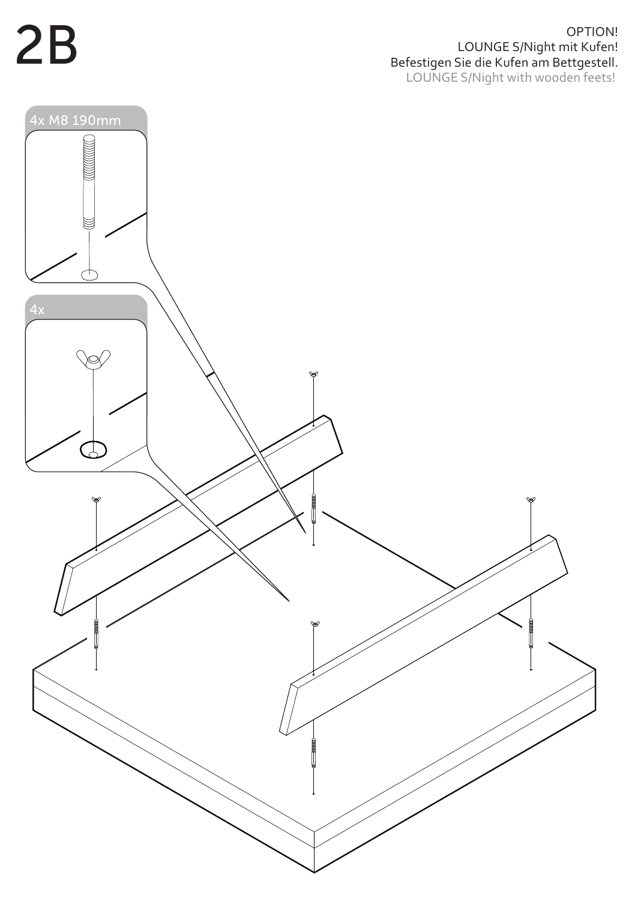# 2B

OPTION!
LOUNGE S/Night mit Kufen!
Befestigen Sie die Kufen am Bettgestell.
LOUNGE S/Night with wooden feets!

4x M8 190mm

4x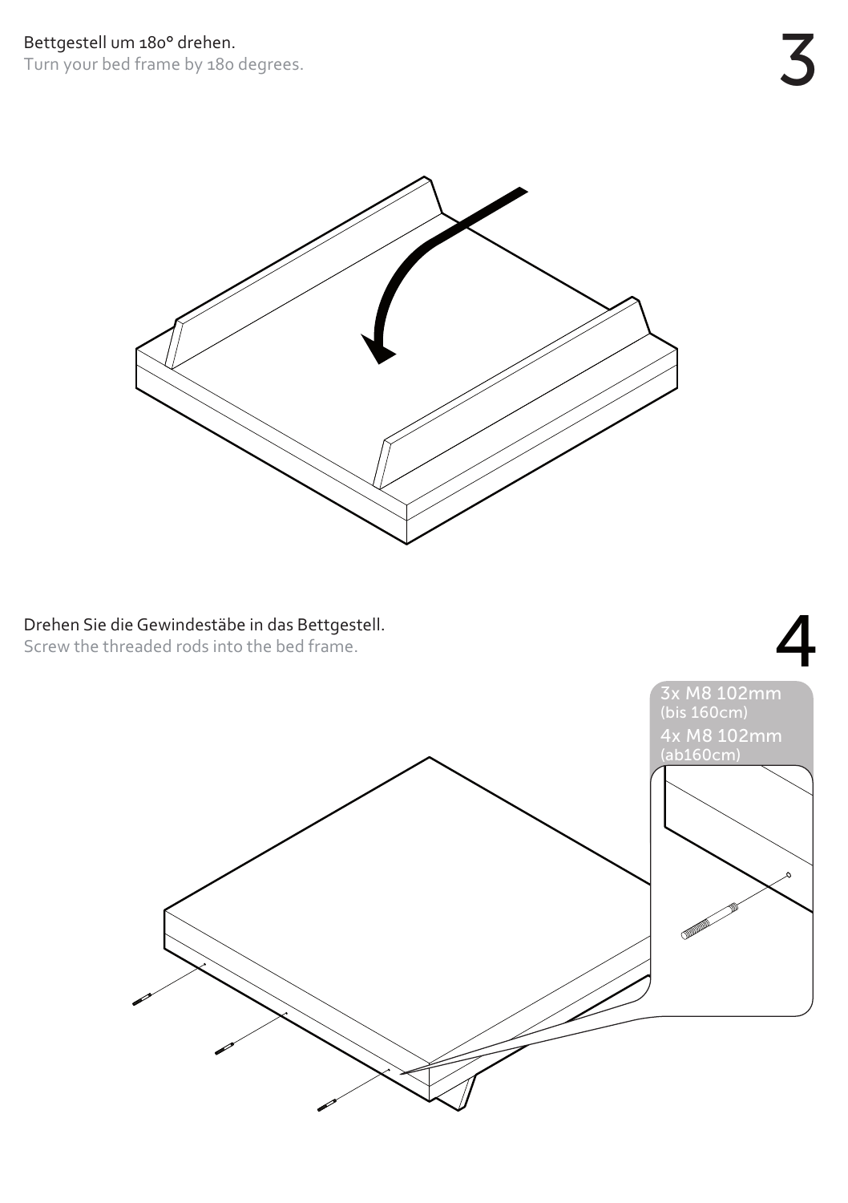## 3

Bettgestell um 180° drehen.

Turn your bed frame by 180 degrees.

## 4

Drehen Sie die Gewindestäbe in das Bettgestell.

Screw the threaded rods into the bed frame.

3x M8 102mm
(bis 160cm)

4x M8 102mm
(ab160cm)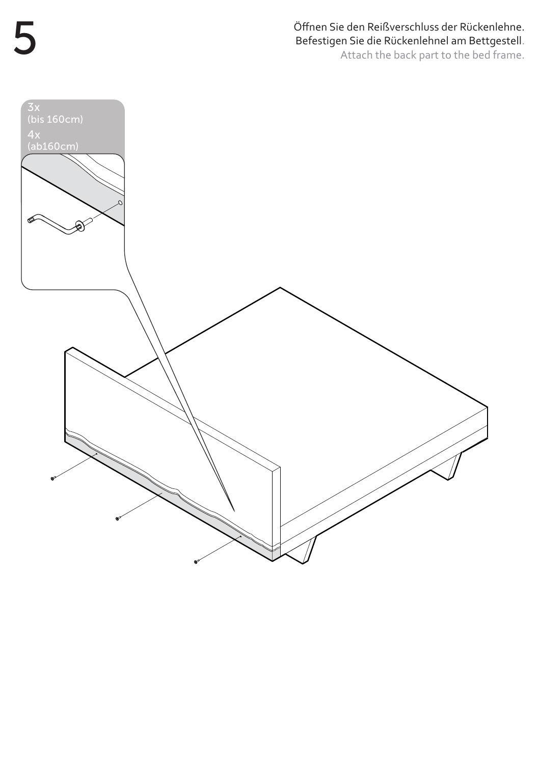# 5

Öffnen Sie den Reißverschluss der Rückenlehne.
Befestigen Sie die Rückenlehnel am Bettgestell.
Attach the back part to the bed frame.

3x
(bis 160cm)
4x
(ab160cm)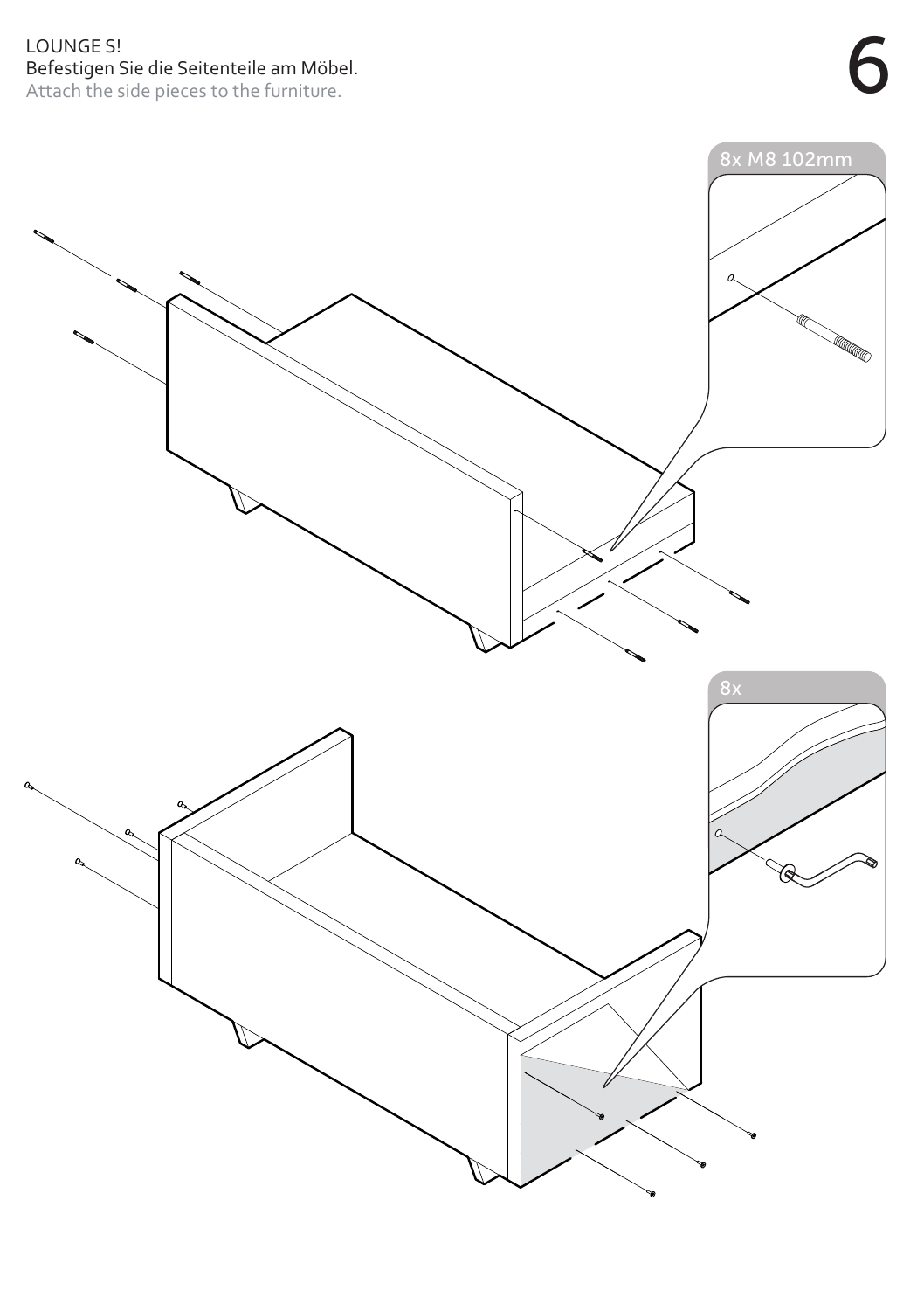LOUNGE S!

Befestigen Sie die Seitenteile am Möbel.

Attach the side pieces to the furniture.

# 6

8x M8 102mm

8x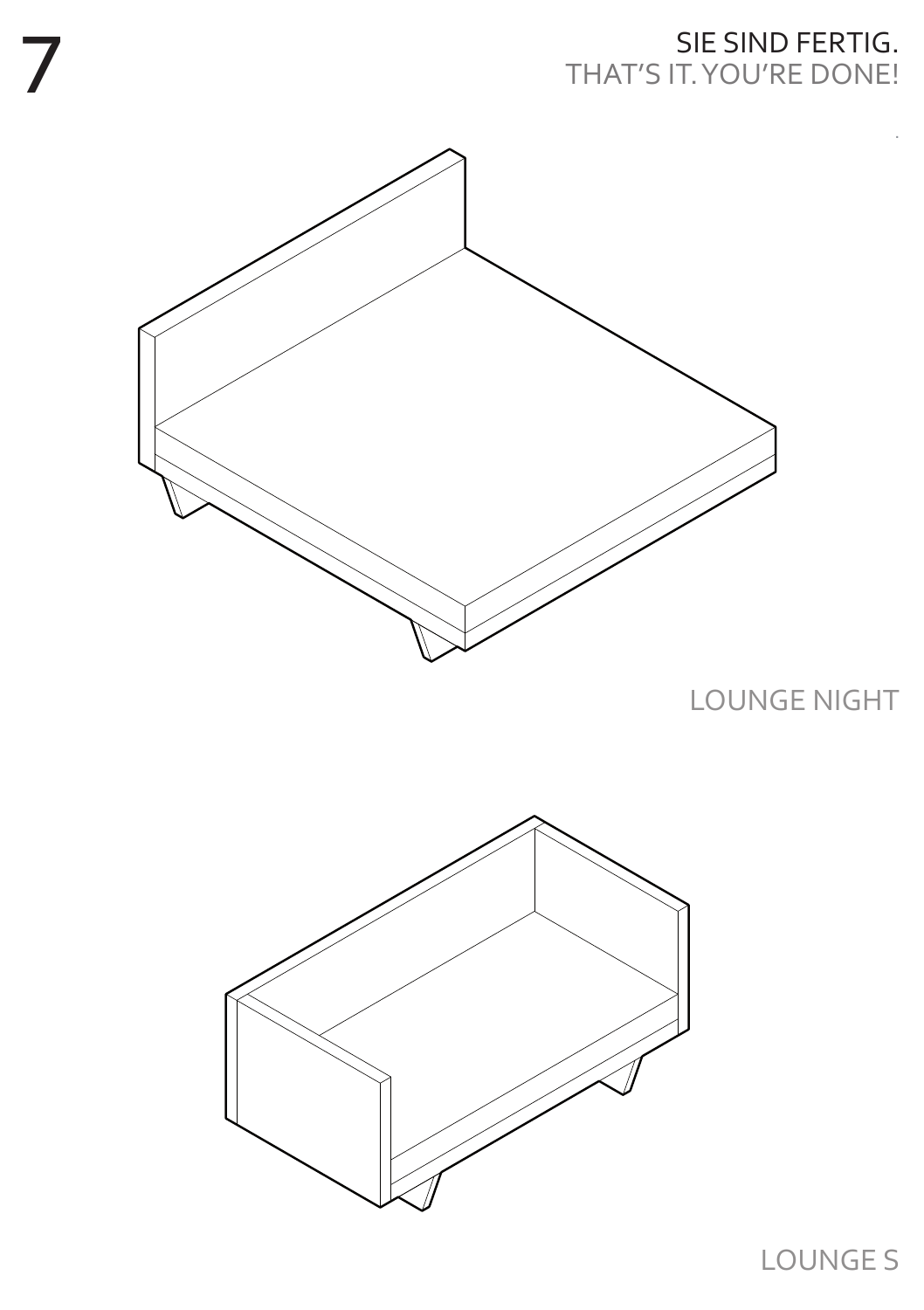# 7

SIE SIND FERTIG.
THAT'S IT. YOU'RE DONE!

LOUNGE NIGHT

LOUNGE S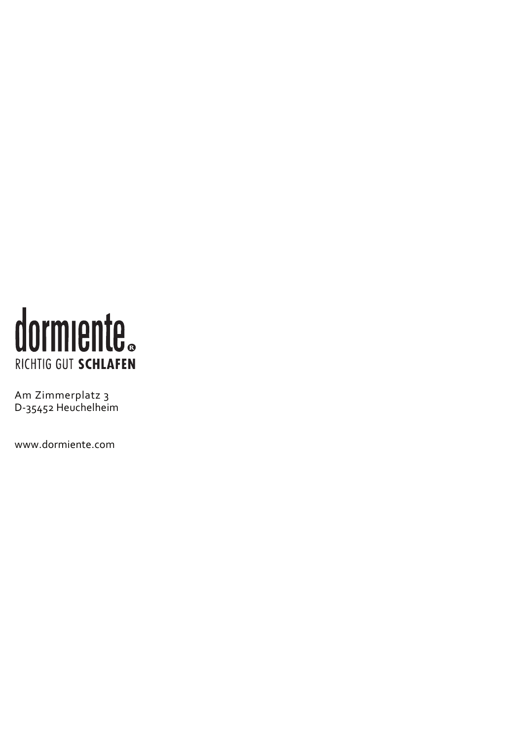dormiente®

RICHTIG GUT **SCHLAFEN**

Am Zimmerplatz 3
D-35452 Heuchelheim

www.dormiente.com